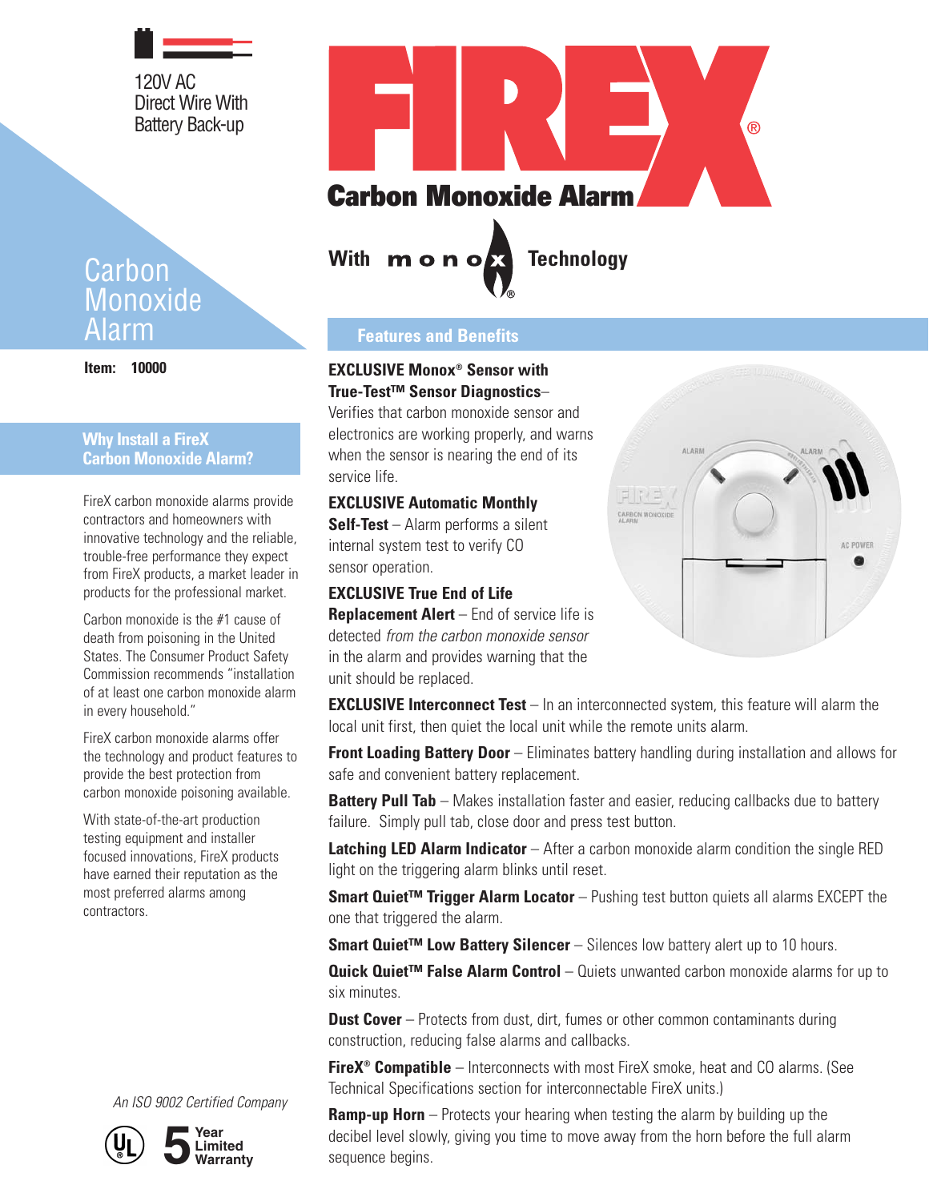120V AC
Direct Wire With
Battery Back-up

# FIREX®

## Carbon Monoxide Alarm

**With monox® Technology**

# Carbon Monoxide Alarm

**Item: 10000**

### Why Install a FireX Carbon Monoxide Alarm?

FireX carbon monoxide alarms provide contractors and homeowners with innovative technology and the reliable, trouble-free performance they expect from FireX products, a market leader in products for the professional market.

Carbon monoxide is the #1 cause of death from poisoning in the United States. The Consumer Product Safety Commission recommends "installation of at least one carbon monoxide alarm in every household."

FireX carbon monoxide alarms offer the technology and product features to provide the best protection from carbon monoxide poisoning available.

With state-of-the-art production testing equipment and installer focused innovations, FireX products have earned their reputation as the most preferred alarms among contractors.

*An ISO 9002 Certified Company*

UL — 5 Year Limited Warranty

### Features and Benefits

**EXCLUSIVE Monox® Sensor with True-Test™ Sensor Diagnostics**– Verifies that carbon monoxide sensor and electronics are working properly, and warns when the sensor is nearing the end of its service life.

**EXCLUSIVE Automatic Monthly Self-Test** – Alarm performs a silent internal system test to verify CO sensor operation.

**EXCLUSIVE True End of Life Replacement Alert** – End of service life is detected *from the carbon monoxide sensor* in the alarm and provides warning that the unit should be replaced.

**EXCLUSIVE Interconnect Test** – In an interconnected system, this feature will alarm the local unit first, then quiet the local unit while the remote units alarm.

**Front Loading Battery Door** – Eliminates battery handling during installation and allows for safe and convenient battery replacement.

**Battery Pull Tab** – Makes installation faster and easier, reducing callbacks due to battery failure. Simply pull tab, close door and press test button.

**Latching LED Alarm Indicator** – After a carbon monoxide alarm condition the single RED light on the triggering alarm blinks until reset.

**Smart Quiet™ Trigger Alarm Locator** – Pushing test button quiets all alarms EXCEPT the one that triggered the alarm.

**Smart Quiet™ Low Battery Silencer** – Silences low battery alert up to 10 hours.

**Quick Quiet™ False Alarm Control** – Quiets unwanted carbon monoxide alarms for up to six minutes.

**Dust Cover** – Protects from dust, dirt, fumes or other common contaminants during construction, reducing false alarms and callbacks.

**FireX® Compatible** – Interconnects with most FireX smoke, heat and CO alarms. (See Technical Specifications section for interconnectable FireX units.)

**Ramp-up Horn** – Protects your hearing when testing the alarm by building up the decibel level slowly, giving you time to move away from the horn before the full alarm sequence begins.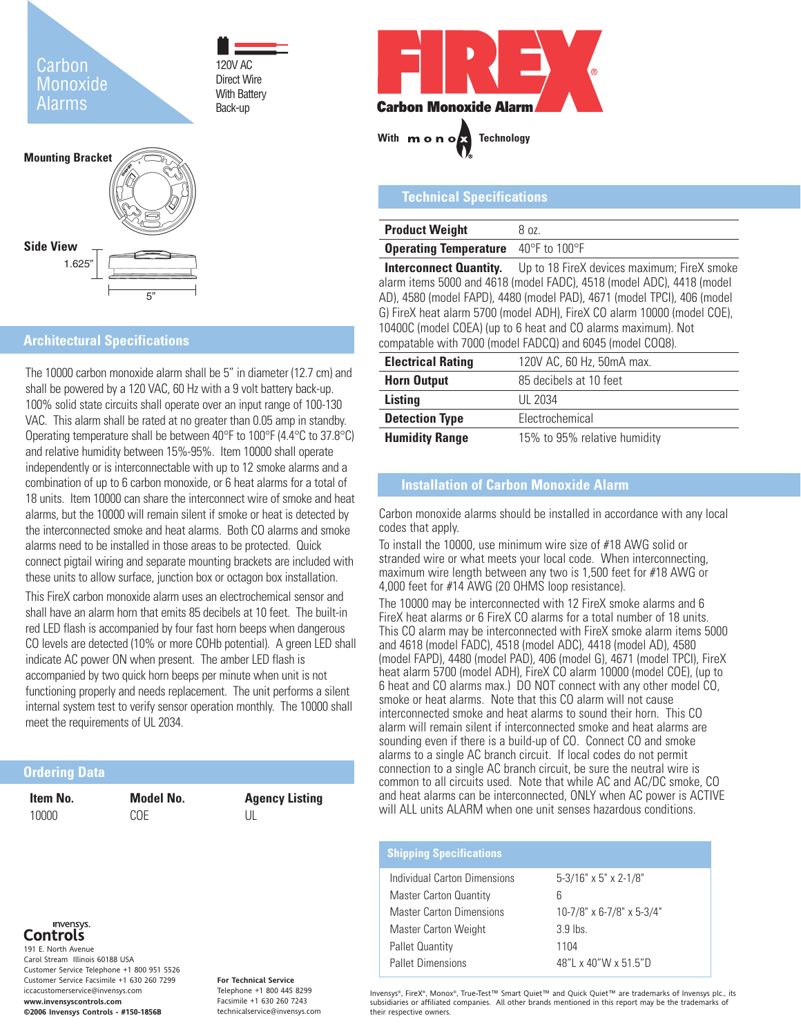# Carbon Monoxide Alarms

120V AC
Direct Wire
With Battery
Back-up

**FIREX**®
**Carbon Monoxide Alarm**

With monox® Technology

**Mounting Bracket**

**Side View**

1.625"

5"

## Architectural Specifications

The 10000 carbon monoxide alarm shall be 5" in diameter (12.7 cm) and shall be powered by a 120 VAC, 60 Hz with a 9 volt battery back-up. 100% solid state circuits shall operate over an input range of 100-130 VAC. This alarm shall be rated at no greater than 0.05 amp in standby. Operating temperature shall be between 40°F to 100°F (4.4°C to 37.8°C) and relative humidity between 15%-95%. Item 10000 shall operate independently or is interconnectable with up to 12 smoke alarms and a combination of up to 6 carbon monoxide, or 6 heat alarms for a total of 18 units. Item 10000 can share the interconnect wire of smoke and heat alarms, but the 10000 will remain silent if smoke or heat is detected by the interconnected smoke and heat alarms. Both CO alarms and smoke alarms need to be installed in those areas to be protected. Quick connect pigtail wiring and separate mounting brackets are included with these units to allow surface, junction box or octagon box installation.

This FireX carbon monoxide alarm uses an electrochemical sensor and shall have an alarm horn that emits 85 decibels at 10 feet. The built-in red LED flash is accompanied by four fast horn beeps when dangerous CO levels are detected (10% or more COHb potential). A green LED shall indicate AC power ON when present. The amber LED flash is accompanied by two quick horn beeps per minute when unit is not functioning properly and needs replacement. The unit performs a silent internal system test to verify sensor operation monthly. The 10000 shall meet the requirements of UL 2034.

## Ordering Data

| Item No. | Model No. | Agency Listing |
|---|---|---|
| 10000 | COE | UL |

## Technical Specifications

| | |
|---|---|
| **Product Weight** | 8 oz. |
| **Operating Temperature** | 40°F to 100°F |

**Interconnect Quantity.** Up to 18 FireX devices maximum; FireX smoke alarm items 5000 and 4618 (model FADC), 4518 (model ADC), 4418 (model AD), 4580 (model FAPD), 4480 (model PAD), 4671 (model TPCI), 406 (model G) FireX heat alarm 5700 (model ADH), FireX CO alarm 10000 (model COE), 10400C (model COEA) (up to 6 heat and CO alarms maximum). Not compatable with 7000 (model FADCQ) and 6045 (model COQ8).

| | |
|---|---|
| **Electrical Rating** | 120V AC, 60 Hz, 50mA max. |
| **Horn Output** | 85 decibels at 10 feet |
| **Listing** | UL 2034 |
| **Detection Type** | Electrochemical |
| **Humidity Range** | 15% to 95% relative humidity |

## Installation of Carbon Monoxide Alarm

Carbon monoxide alarms should be installed in accordance with any local codes that apply.

To install the 10000, use minimum wire size of #18 AWG solid or stranded wire or what meets your local code. When interconnecting, maximum wire length between any two is 1,500 feet for #18 AWG or 4,000 feet for #14 AWG (20 OHMS loop resistance).

The 10000 may be interconnected with 12 FireX smoke alarms and 6 FireX heat alarms or 6 FireX CO alarms for a total number of 18 units. This CO alarm may be interconnected with FireX smoke alarm items 5000 and 4618 (model FADC), 4518 (model ADC), 4418 (model AD), 4580 (model FAPD), 4480 (model PAD), 406 (model G), 4671 (model TPCI), FireX heat alarm 5700 (model ADH), FireX CO alarm 10000 (model COE), (up to 6 heat and CO alarms max.) DO NOT connect with any other model CO, smoke or heat alarms. Note that this CO alarm will not cause interconnected smoke and heat alarms to sound their horn. This CO alarm will remain silent if interconnected smoke and heat alarms are sounding even if there is a build-up of CO. Connect CO and smoke alarms to a single AC branch circuit. If local codes do not permit connection to a single AC branch circuit, be sure the neutral wire is common to all circuits used. Note that while AC and AC/DC smoke, CO and heat alarms can be interconnected, ONLY when AC power is ACTIVE will ALL units ALARM when one unit senses hazardous conditions.

## Shipping Specifications

| | |
|---|---|
| Individual Carton Dimensions | 5-3/16" x 5" x 2-1/8" |
| Master Carton Quantity | 6 |
| Master Carton Dimensions | 10-7/8" x 6-7/8" x 5-3/4" |
| Master Carton Weight | 3.9 lbs. |
| Pallet Quantity | 1104 |
| Pallet Dimensions | 48"L x 40"W x 51.5"D |

invensys.
**Controls**
191 E. North Avenue
Carol Stream Illinois 60188 USA
Customer Service Telephone +1 800 951 5526
Customer Service Facsimile +1 630 260 7299
iccacustomerservice@invensys.com
**www.invensyscontrols.com**
**©2006 Invensys Controls - #150-1856B**

**For Technical Service**
Telephone +1 800 445 8299
Facsimile +1 630 260 7243
technicalservice@invensys.com

Invensys®, FireX®, Monox®, True-Test™ Smart Quiet™ and Quick Quiet™ are trademarks of Invensys plc., its subsidiaries or affiliated companies. All other brands mentioned in this report may be the trademarks of their respective owners.